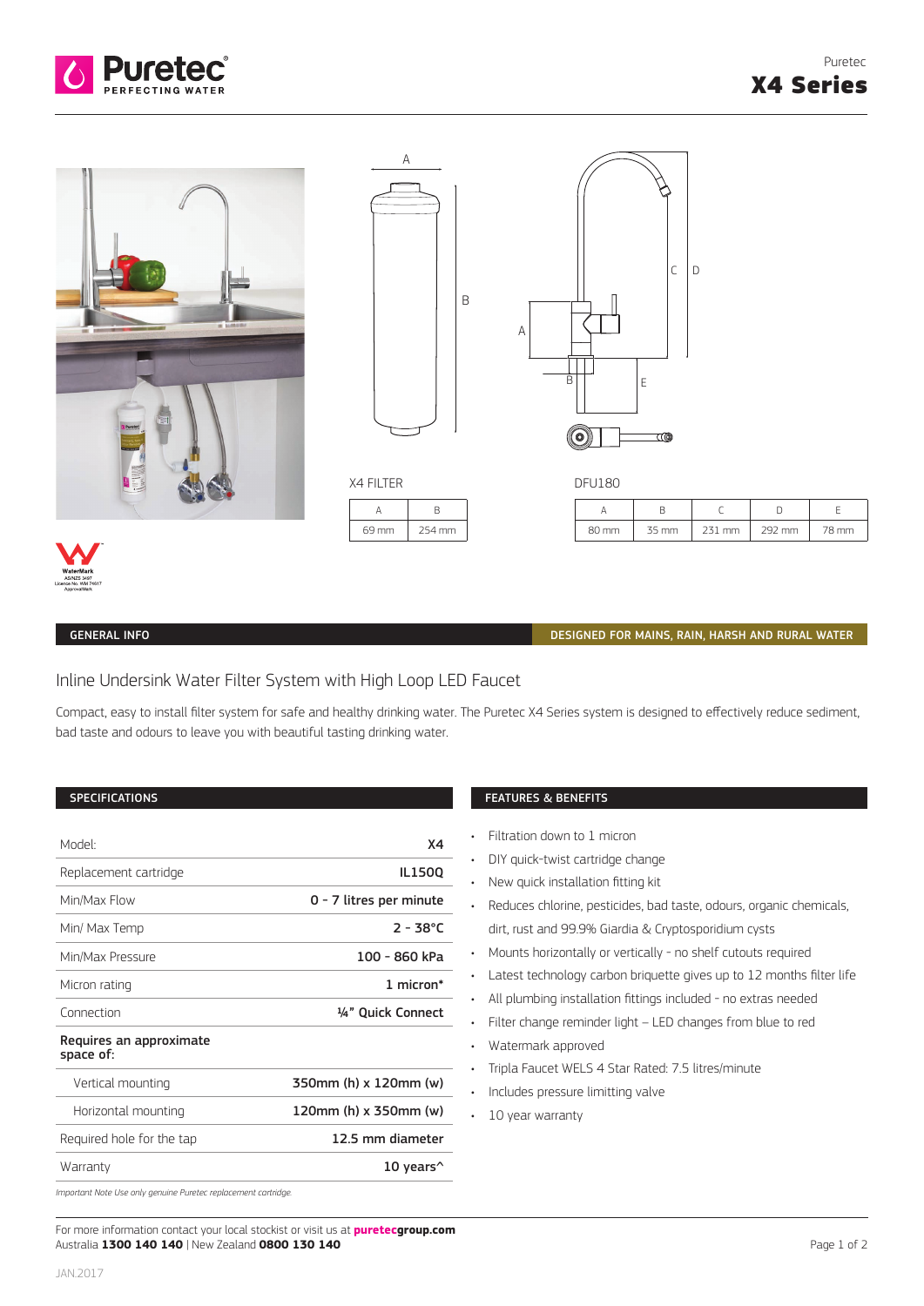# Puretec X4 Series

## X4 FILTER

| A | B |
|---|---|
| 69 mm | 254 mm |

## DFU180

| A | B | C | D | E |
|---|---|---|---|---|
| 80 mm | 35 mm | 231 mm | 292 mm | 78 mm |

WaterMark AS/NZS 3497 Licence No. WM 74617 ApprovedMark

## GENERAL INFO

**DESIGNED FOR MAINS, RAIN, HARSH AND RURAL WATER**

### Inline Undersink Water Filter System with High Loop LED Faucet

Compact, easy to install filter system for safe and healthy drinking water. The Puretec X4 Series system is designed to effectively reduce sediment, bad taste and odours to leave you with beautiful tasting drinking water.

## SPECIFICATIONS

| | |
|---|---|
| Model: | **X4** |
| Replacement cartridge | **IL150Q** |
| Min/Max Flow | **0 - 7 litres per minute** |
| Min/ Max Temp | **2 - 38°C** |
| Min/Max Pressure | **100 - 860 kPa** |
| Micron rating | **1 micron*** |
| Connection | **¼" Quick Connect** |
| **Requires an approximate space of:** | |
| Vertical mounting | **350mm (h) x 120mm (w)** |
| Horizontal mounting | **120mm (h) x 350mm (w)** |
| Required hole for the tap | **12.5 mm diameter** |
| Warranty | **10 years^** |

*Important Note Use only genuine Puretec replacement cartridge.*

## FEATURES & BENEFITS

- Filtration down to 1 micron
- DIY quick-twist cartridge change
- New quick installation fitting kit
- Reduces chlorine, pesticides, bad taste, odours, organic chemicals, dirt, rust and 99.9% Giardia & Cryptosporidium cysts
- Mounts horizontally or vertically - no shelf cutouts required
- Latest technology carbon briquette gives up to 12 months filter life
- All plumbing installation fittings included - no extras needed
- Filter change reminder light – LED changes from blue to red
- Watermark approved
- Tripla Faucet WELS 4 Star Rated: 7.5 litres/minute
- Includes pressure limitting valve
- 10 year warranty

For more information contact your local stockist or visit us at **puretecgroup.com**
Australia **1300 140 140** | New Zealand **0800 130 140**

JAN.2017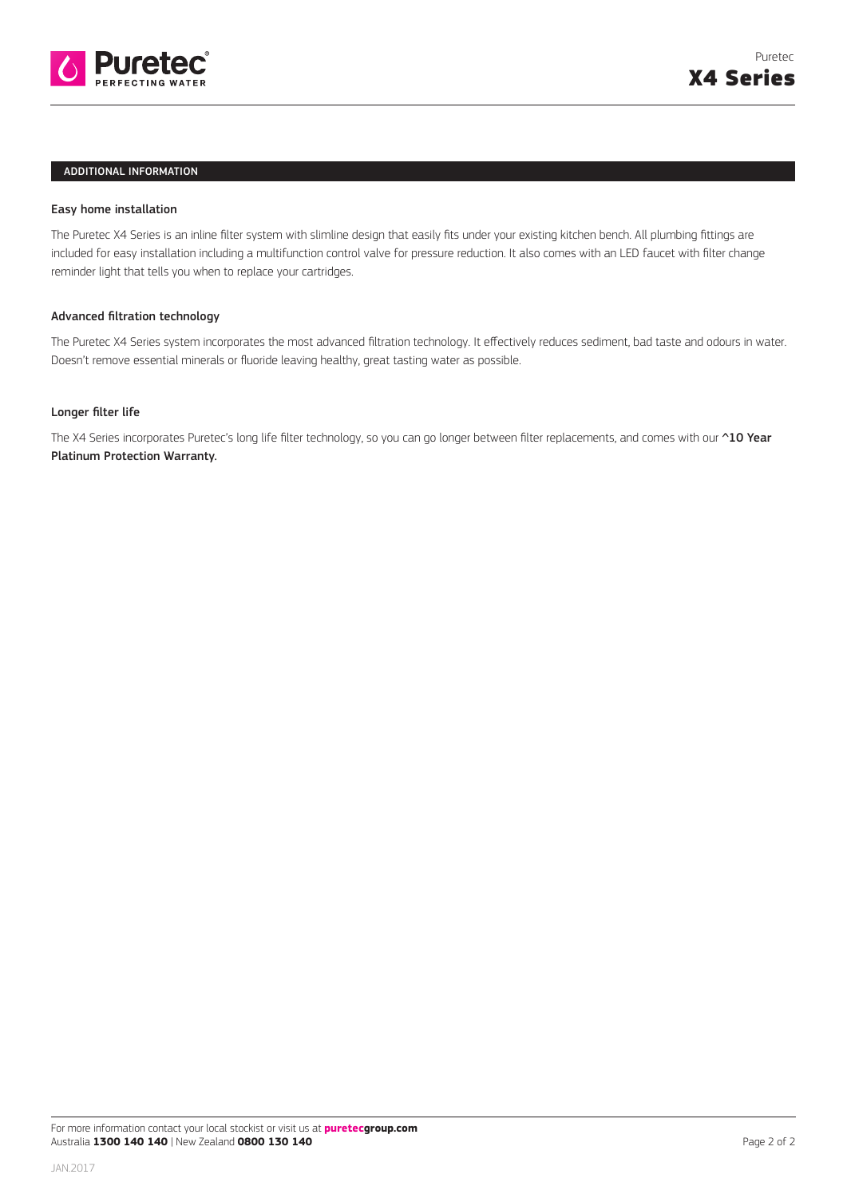## ADDITIONAL INFORMATION

### Easy home installation

The Puretec X4 Series is an inline filter system with slimline design that easily fits under your existing kitchen bench. All plumbing fittings are included for easy installation including a multifunction control valve for pressure reduction. It also comes with an LED faucet with filter change reminder light that tells you when to replace your cartridges.

### Advanced filtration technology

The Puretec X4 Series system incorporates the most advanced filtration technology. It effectively reduces sediment, bad taste and odours in water. Doesn't remove essential minerals or fluoride leaving healthy, great tasting water as possible.

### Longer filter life

The X4 Series incorporates Puretec's long life filter technology, so you can go longer between filter replacements, and comes with our **^10 Year Platinum Protection Warranty.**

For more information contact your local stockist or visit us at **puretecgroup.com**
Australia **1300 140 140** | New Zealand **0800 130 140**

JAN.2017